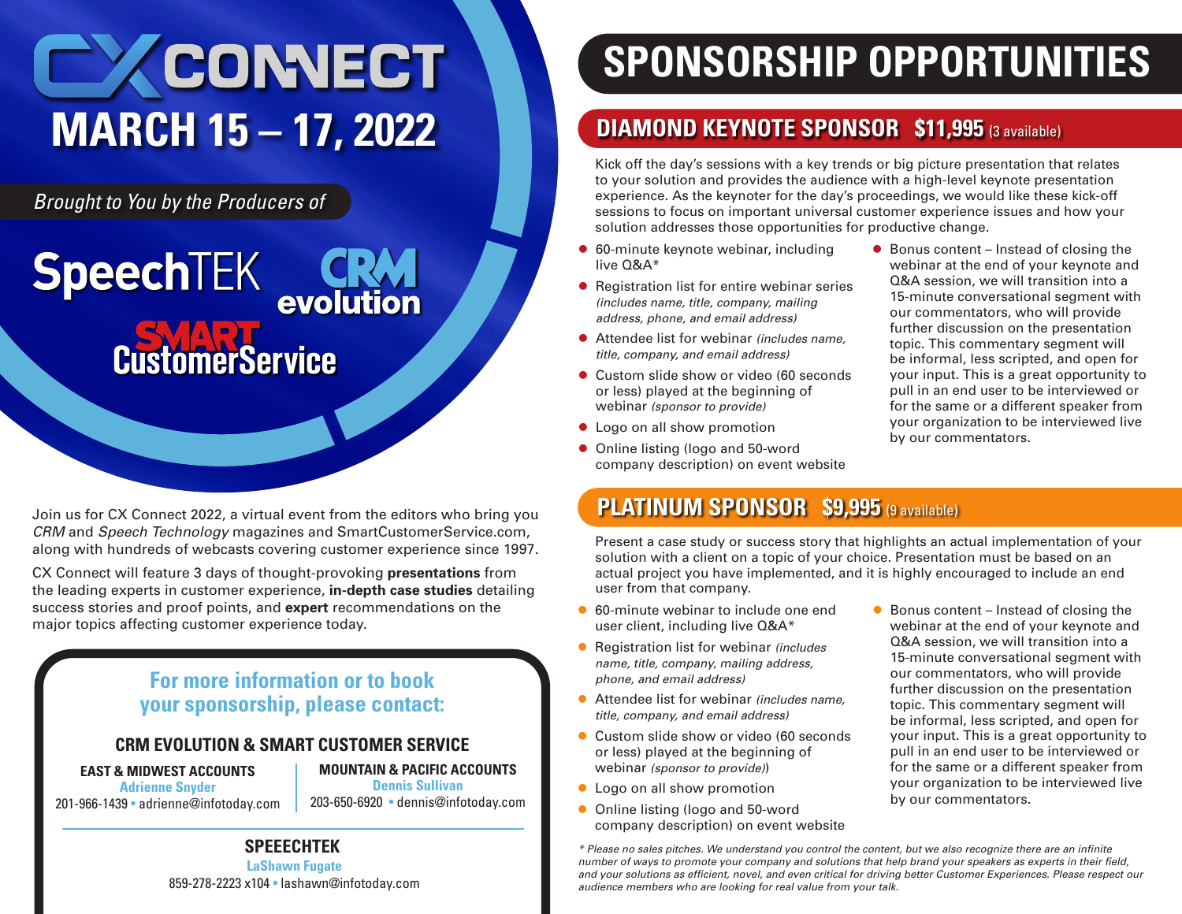# CX CONNECT

## MARCH 15 – 17, 2022

*Brought to You by the Producers of*

SpeechTEK

CRM evolution

SMART CustomerService

Join us for CX Connect 2022, a virtual event from the editors who bring you *CRM* and *Speech Technology* magazines and SmartCustomerService.com, along with hundreds of webcasts covering customer experience since 1997.

CX Connect will feature 3 days of thought-provoking **presentations** from the leading experts in customer experience, **in-depth case studies** detailing success stories and proof points, and **expert** recommendations on the major topics affecting customer experience today.

### For more information or to book your sponsorship, please contact:

**CRM EVOLUTION & SMART CUSTOMER SERVICE**

**EAST & MIDWEST ACCOUNTS**
Adrienne Snyder
201-966-1439 • adrienne@infotoday.com

**MOUNTAIN & PACIFIC ACCOUNTS**
Dennis Sullivan
203-650-6920 • dennis@infotoday.com

**SPEEECHTEK**
LaShawn Fugate
859-278-2223 x104 • lashawn@infotoday.com

# SPONSORSHIP OPPORTUNITIES

## DIAMOND KEYNOTE SPONSOR $11,995 (3 available)

Kick off the day's sessions with a key trends or big picture presentation that relates to your solution and provides the audience with a high-level keynote presentation experience. As the keynoter for the day's proceedings, we would like these kick-off sessions to focus on important universal customer experience issues and how your solution addresses those opportunities for productive change.

- 60-minute keynote webinar, including live Q&A*
- Registration list for entire webinar series *(includes name, title, company, mailing address, phone, and email address)*
- Attendee list for webinar *(includes name, title, company, and email address)*
- Custom slide show or video (60 seconds or less) played at the beginning of webinar *(sponsor to provide)*
- Logo on all show promotion
- Online listing (logo and 50-word company description) on event website
- Bonus content – Instead of closing the webinar at the end of your keynote and Q&A session, we will transition into a 15-minute conversational segment with our commentators, who will provide further discussion on the presentation topic. This commentary segment will be informal, less scripted, and open for your input. This is a great opportunity to pull in an end user to be interviewed or for the same or a different speaker from your organization to be interviewed live by our commentators.

## PLATINUM SPONSOR $9,995 (9 available)

Present a case study or success story that highlights an actual implementation of your solution with a client on a topic of your choice. Presentation must be based on an actual project you have implemented, and it is highly encouraged to include an end user from that company.

- 60-minute webinar to include one end user client, including live Q&A*
- Registration list for webinar *(includes name, title, company, mailing address, phone, and email address)*
- Attendee list for webinar *(includes name, title, company, and email address)*
- Custom slide show or video (60 seconds or less) played at the beginning of webinar *(sponsor to provide)*)
- Logo on all show promotion
- Online listing (logo and 50-word company description) on event website
- Bonus content – Instead of closing the webinar at the end of your keynote and Q&A session, we will transition into a 15-minute conversational segment with our commentators, who will provide further discussion on the presentation topic. This commentary segment will be informal, less scripted, and open for your input. This is a great opportunity to pull in an end user to be interviewed or for the same or a different speaker from your organization to be interviewed live by our commentators.

*\* Please no sales pitches. We understand you control the content, but we also recognize there are an infinite number of ways to promote your company and solutions that help brand your speakers as experts in their field, and your solutions as efficient, novel, and even critical for driving better Customer Experiences. Please respect our audience members who are looking for real value from your talk.*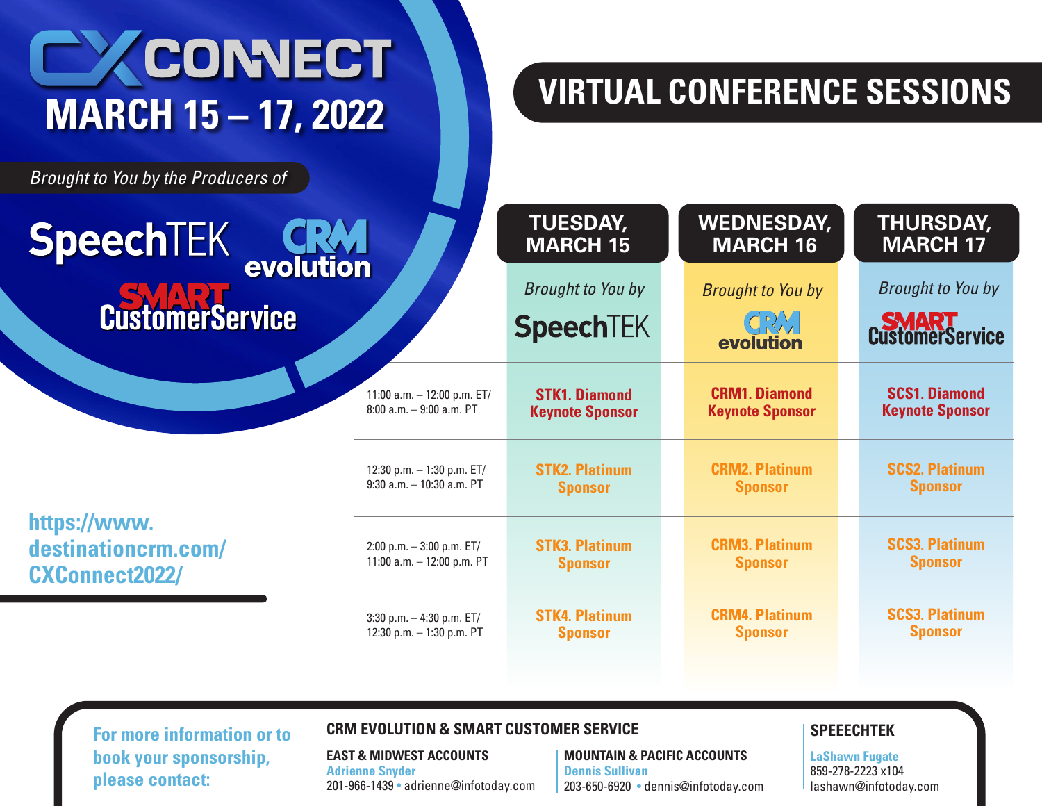# CX CONNECT

## MARCH 15 – 17, 2022

*Brought to You by the Producers of*

SpeechTEK · CRM evolution · SMART CustomerService

# VIRTUAL CONFERENCE SESSIONS

| | TUESDAY, MARCH 15 | WEDNESDAY, MARCH 16 | THURSDAY, MARCH 17 |
|---|---|---|---|
| | *Brought to You by* SpeechTEK | *Brought to You by* CRM evolution | *Brought to You by* SMART CustomerService |
| 11:00 a.m. – 12:00 p.m. ET/ 8:00 a.m. – 9:00 a.m. PT | STK1. Diamond Keynote Sponsor | CRM1. Diamond Keynote Sponsor | SCS1. Diamond Keynote Sponsor |
| 12:30 p.m. – 1:30 p.m. ET/ 9:30 a.m. – 10:30 a.m. PT | STK2. Platinum Sponsor | CRM2. Platinum Sponsor | SCS2. Platinum Sponsor |
| 2:00 p.m. – 3:00 p.m. ET/ 11:00 a.m. – 12:00 p.m. PT | STK3. Platinum Sponsor | CRM3. Platinum Sponsor | SCS3. Platinum Sponsor |
| 3:30 p.m. – 4:30 p.m. ET/ 12:30 p.m. – 1:30 p.m. PT | STK4. Platinum Sponsor | CRM4. Platinum Sponsor | SCS3. Platinum Sponsor |

**https://www.destinationcrm.com/CXConnect2022/**

**For more information or to book your sponsorship, please contact:**

### CRM EVOLUTION & SMART CUSTOMER SERVICE

**EAST & MIDWEST ACCOUNTS**
**Adrienne Snyder**
201-966-1439 • adrienne@infotoday.com

**MOUNTAIN & PACIFIC ACCOUNTS**
**Dennis Sullivan**
203-650-6920 • dennis@infotoday.com

### SPEEECHTEK

**LaShawn Fugate**
859-278-2223 x104
lashawn@infotoday.com